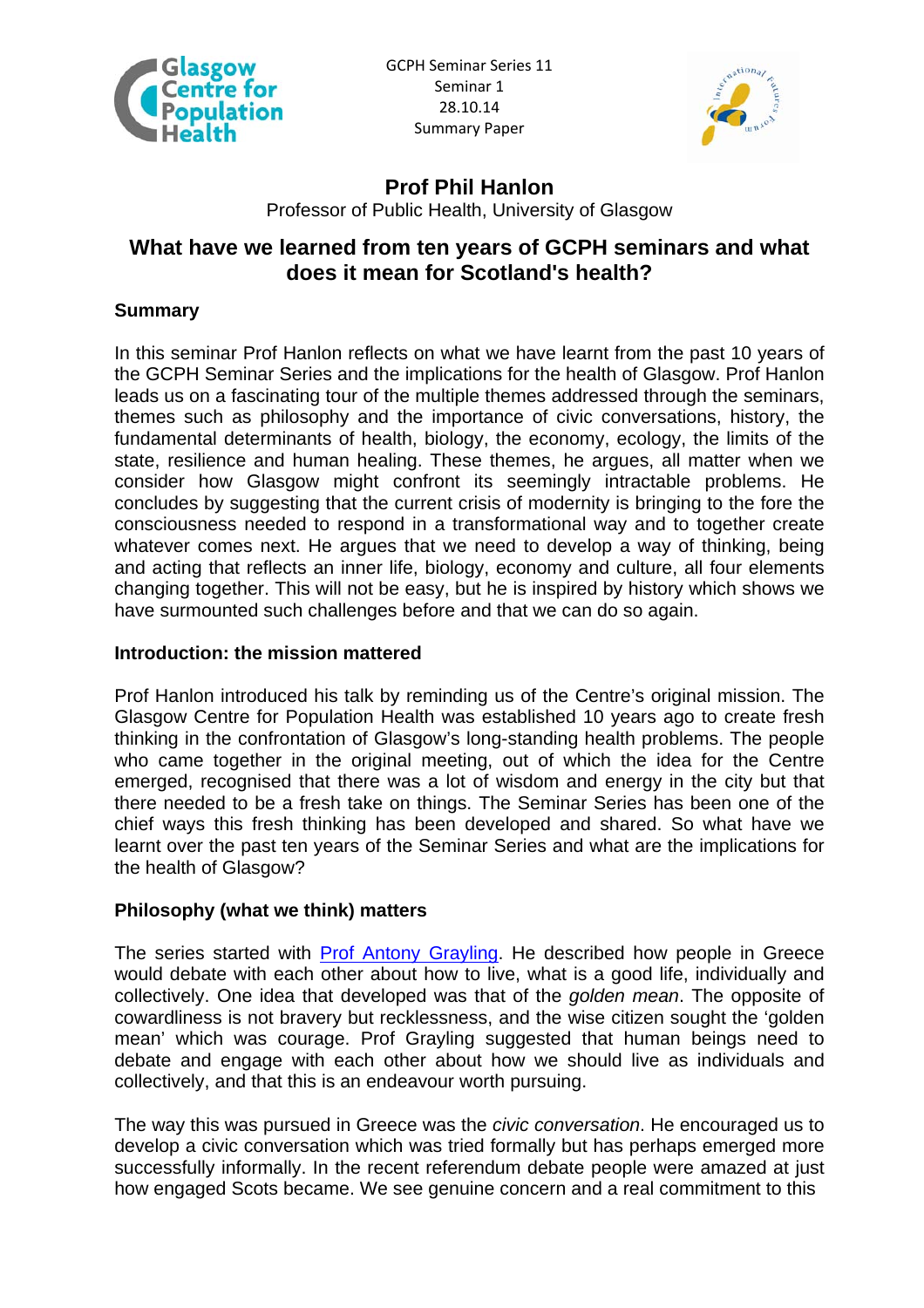GCPH Seminar Series 11
Seminar 1
28.10.14
Summary Paper

# Prof Phil Hanlon

Professor of Public Health, University of Glasgow

## What have we learned from ten years of GCPH seminars and what does it mean for Scotland's health?

### Summary

In this seminar Prof Hanlon reflects on what we have learnt from the past 10 years of the GCPH Seminar Series and the implications for the health of Glasgow. Prof Hanlon leads us on a fascinating tour of the multiple themes addressed through the seminars, themes such as philosophy and the importance of civic conversations, history, the fundamental determinants of health, biology, the economy, ecology, the limits of the state, resilience and human healing. These themes, he argues, all matter when we consider how Glasgow might confront its seemingly intractable problems. He concludes by suggesting that the current crisis of modernity is bringing to the fore the consciousness needed to respond in a transformational way and to together create whatever comes next. He argues that we need to develop a way of thinking, being and acting that reflects an inner life, biology, economy and culture, all four elements changing together. This will not be easy, but he is inspired by history which shows we have surmounted such challenges before and that we can do so again.

### Introduction: the mission mattered

Prof Hanlon introduced his talk by reminding us of the Centre's original mission. The Glasgow Centre for Population Health was established 10 years ago to create fresh thinking in the confrontation of Glasgow's long-standing health problems. The people who came together in the original meeting, out of which the idea for the Centre emerged, recognised that there was a lot of wisdom and energy in the city but that there needed to be a fresh take on things. The Seminar Series has been one of the chief ways this fresh thinking has been developed and shared. So what have we learnt over the past ten years of the Seminar Series and what are the implications for the health of Glasgow?

### Philosophy (what we think) matters

The series started with Prof Antony Grayling. He described how people in Greece would debate with each other about how to live, what is a good life, individually and collectively. One idea that developed was that of the *golden mean*. The opposite of cowardliness is not bravery but recklessness, and the wise citizen sought the 'golden mean' which was courage. Prof Grayling suggested that human beings need to debate and engage with each other about how we should live as individuals and collectively, and that this is an endeavour worth pursuing.

The way this was pursued in Greece was the *civic conversation*. He encouraged us to develop a civic conversation which was tried formally but has perhaps emerged more successfully informally. In the recent referendum debate people were amazed at just how engaged Scots became. We see genuine concern and a real commitment to this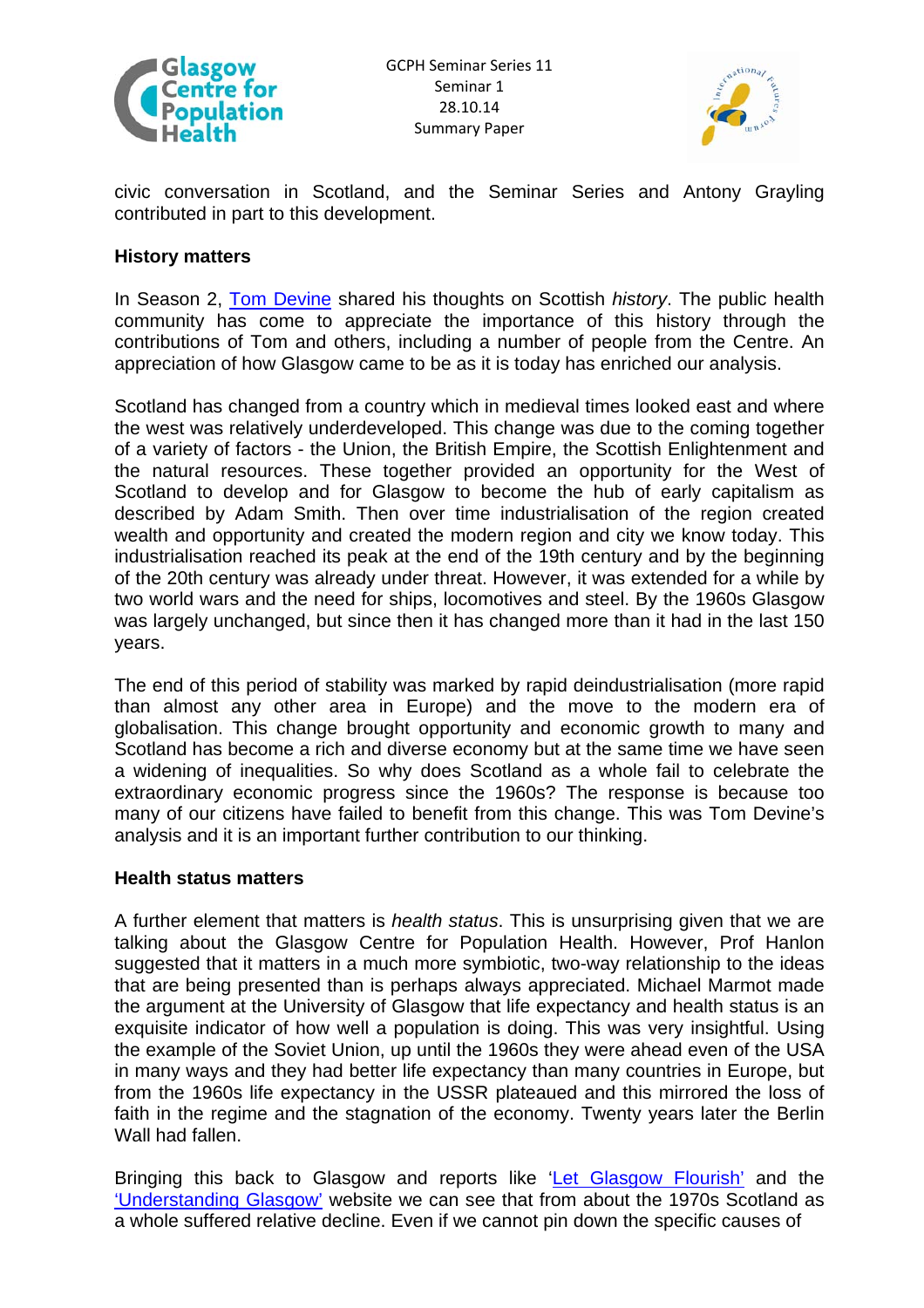civic conversation in Scotland, and the Seminar Series and Antony Grayling contributed in part to this development.

**History matters**

In Season 2, Tom Devine shared his thoughts on Scottish *history*. The public health community has come to appreciate the importance of this history through the contributions of Tom and others, including a number of people from the Centre. An appreciation of how Glasgow came to be as it is today has enriched our analysis.

Scotland has changed from a country which in medieval times looked east and where the west was relatively underdeveloped. This change was due to the coming together of a variety of factors - the Union, the British Empire, the Scottish Enlightenment and the natural resources. These together provided an opportunity for the West of Scotland to develop and for Glasgow to become the hub of early capitalism as described by Adam Smith. Then over time industrialisation of the region created wealth and opportunity and created the modern region and city we know today. This industrialisation reached its peak at the end of the 19th century and by the beginning of the 20th century was already under threat. However, it was extended for a while by two world wars and the need for ships, locomotives and steel. By the 1960s Glasgow was largely unchanged, but since then it has changed more than it had in the last 150 years.

The end of this period of stability was marked by rapid deindustrialisation (more rapid than almost any other area in Europe) and the move to the modern era of globalisation. This change brought opportunity and economic growth to many and Scotland has become a rich and diverse economy but at the same time we have seen a widening of inequalities. So why does Scotland as a whole fail to celebrate the extraordinary economic progress since the 1960s? The response is because too many of our citizens have failed to benefit from this change. This was Tom Devine's analysis and it is an important further contribution to our thinking.

**Health status matters**

A further element that matters is *health status*. This is unsurprising given that we are talking about the Glasgow Centre for Population Health. However, Prof Hanlon suggested that it matters in a much more symbiotic, two-way relationship to the ideas that are being presented than is perhaps always appreciated. Michael Marmot made the argument at the University of Glasgow that life expectancy and health status is an exquisite indicator of how well a population is doing. This was very insightful. Using the example of the Soviet Union, up until the 1960s they were ahead even of the USA in many ways and they had better life expectancy than many countries in Europe, but from the 1960s life expectancy in the USSR plateaued and this mirrored the loss of faith in the regime and the stagnation of the economy. Twenty years later the Berlin Wall had fallen.

Bringing this back to Glasgow and reports like 'Let Glasgow Flourish' and the 'Understanding Glasgow' website we can see that from about the 1970s Scotland as a whole suffered relative decline. Even if we cannot pin down the specific causes of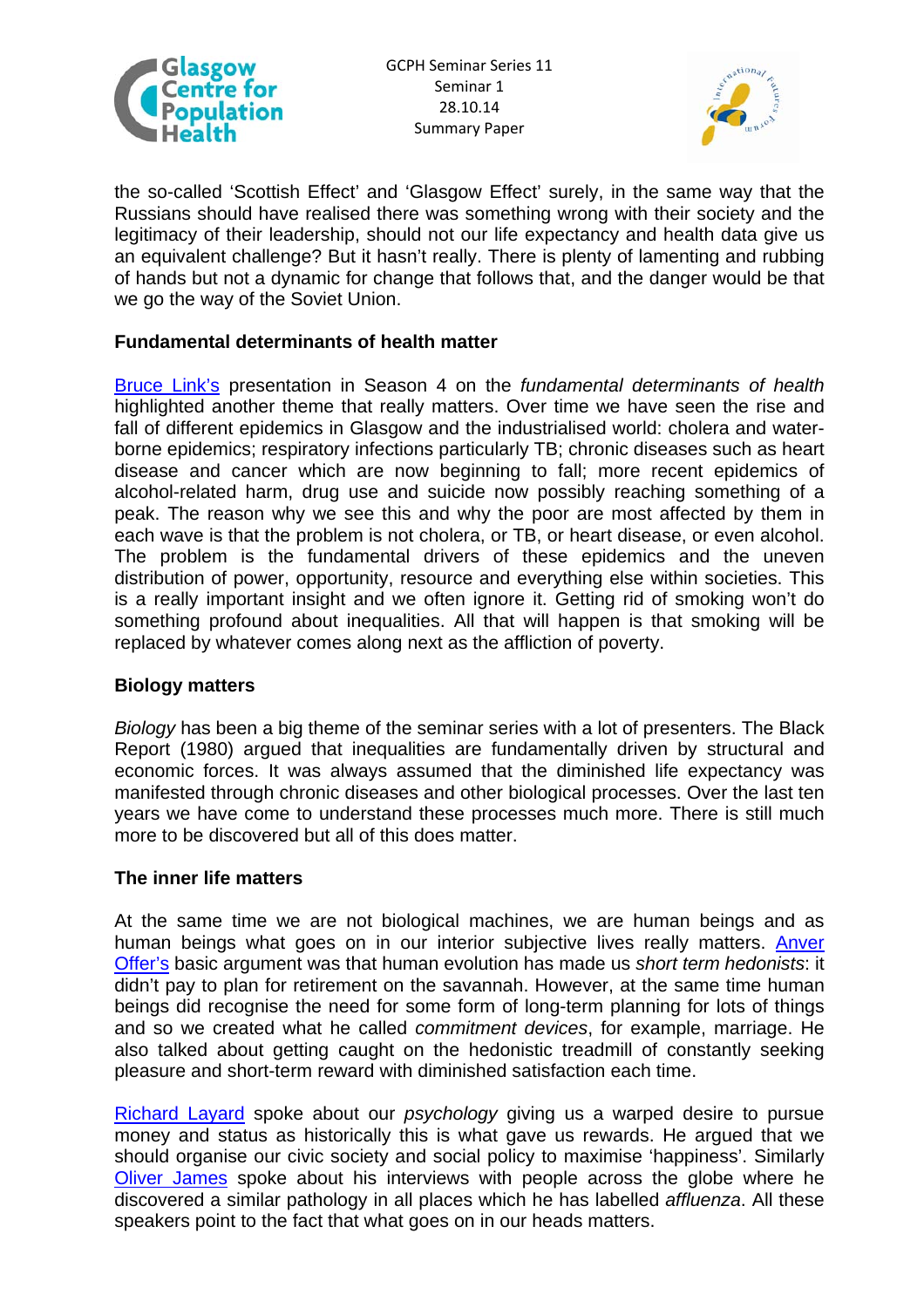the so-called 'Scottish Effect' and 'Glasgow Effect' surely, in the same way that the Russians should have realised there was something wrong with their society and the legitimacy of their leadership, should not our life expectancy and health data give us an equivalent challenge? But it hasn't really. There is plenty of lamenting and rubbing of hands but not a dynamic for change that follows that, and the danger would be that we go the way of the Soviet Union.

**Fundamental determinants of health matter**

Bruce Link's presentation in Season 4 on the *fundamental determinants of health* highlighted another theme that really matters. Over time we have seen the rise and fall of different epidemics in Glasgow and the industrialised world: cholera and water-borne epidemics; respiratory infections particularly TB; chronic diseases such as heart disease and cancer which are now beginning to fall; more recent epidemics of alcohol-related harm, drug use and suicide now possibly reaching something of a peak. The reason why we see this and why the poor are most affected by them in each wave is that the problem is not cholera, or TB, or heart disease, or even alcohol. The problem is the fundamental drivers of these epidemics and the uneven distribution of power, opportunity, resource and everything else within societies. This is a really important insight and we often ignore it. Getting rid of smoking won't do something profound about inequalities. All that will happen is that smoking will be replaced by whatever comes along next as the affliction of poverty.

**Biology matters**

*Biology* has been a big theme of the seminar series with a lot of presenters. The Black Report (1980) argued that inequalities are fundamentally driven by structural and economic forces. It was always assumed that the diminished life expectancy was manifested through chronic diseases and other biological processes. Over the last ten years we have come to understand these processes much more. There is still much more to be discovered but all of this does matter.

**The inner life matters**

At the same time we are not biological machines, we are human beings and as human beings what goes on in our interior subjective lives really matters. Anver Offer's basic argument was that human evolution has made us *short term hedonists*: it didn't pay to plan for retirement on the savannah. However, at the same time human beings did recognise the need for some form of long-term planning for lots of things and so we created what he called *commitment devices*, for example, marriage. He also talked about getting caught on the hedonistic treadmill of constantly seeking pleasure and short-term reward with diminished satisfaction each time.

Richard Layard spoke about our *psychology* giving us a warped desire to pursue money and status as historically this is what gave us rewards. He argued that we should organise our civic society and social policy to maximise 'happiness'. Similarly Oliver James spoke about his interviews with people across the globe where he discovered a similar pathology in all places which he has labelled *affluenza*. All these speakers point to the fact that what goes on in our heads matters.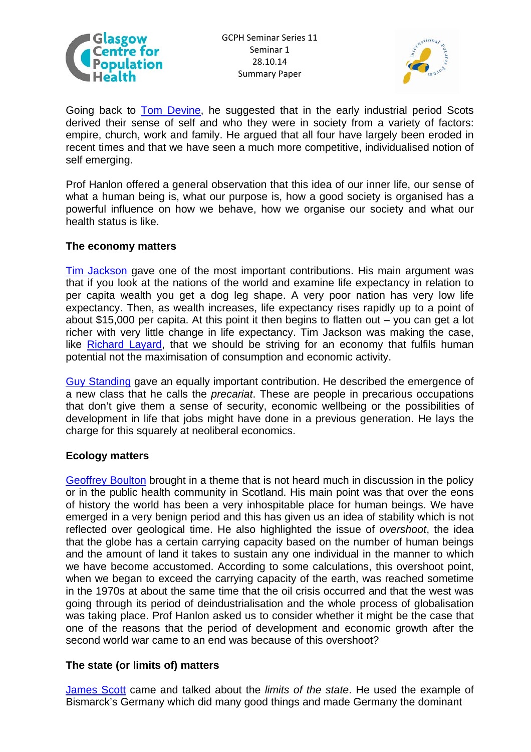Going back to Tom Devine, he suggested that in the early industrial period Scots derived their sense of self and who they were in society from a variety of factors: empire, church, work and family. He argued that all four have largely been eroded in recent times and that we have seen a much more competitive, individualised notion of self emerging.

Prof Hanlon offered a general observation that this idea of our inner life, our sense of what a human being is, what our purpose is, how a good society is organised has a powerful influence on how we behave, how we organise our society and what our health status is like.

**The economy matters**

Tim Jackson gave one of the most important contributions. His main argument was that if you look at the nations of the world and examine life expectancy in relation to per capita wealth you get a dog leg shape. A very poor nation has very low life expectancy. Then, as wealth increases, life expectancy rises rapidly up to a point of about $15,000 per capita. At this point it then begins to flatten out – you can get a lot richer with very little change in life expectancy. Tim Jackson was making the case, like Richard Layard, that we should be striving for an economy that fulfils human potential not the maximisation of consumption and economic activity.

Guy Standing gave an equally important contribution. He described the emergence of a new class that he calls the *precariat*. These are people in precarious occupations that don't give them a sense of security, economic wellbeing or the possibilities of development in life that jobs might have done in a previous generation. He lays the charge for this squarely at neoliberal economics.

**Ecology matters**

Geoffrey Boulton brought in a theme that is not heard much in discussion in the policy or in the public health community in Scotland. His main point was that over the eons of history the world has been a very inhospitable place for human beings. We have emerged in a very benign period and this has given us an idea of stability which is not reflected over geological time. He also highlighted the issue of *overshoot*, the idea that the globe has a certain carrying capacity based on the number of human beings and the amount of land it takes to sustain any one individual in the manner to which we have become accustomed. According to some calculations, this overshoot point, when we began to exceed the carrying capacity of the earth, was reached sometime in the 1970s at about the same time that the oil crisis occurred and that the west was going through its period of deindustrialisation and the whole process of globalisation was taking place. Prof Hanlon asked us to consider whether it might be the case that one of the reasons that the period of development and economic growth after the second world war came to an end was because of this overshoot?

**The state (or limits of) matters**

James Scott came and talked about the *limits of the state*. He used the example of Bismarck's Germany which did many good things and made Germany the dominant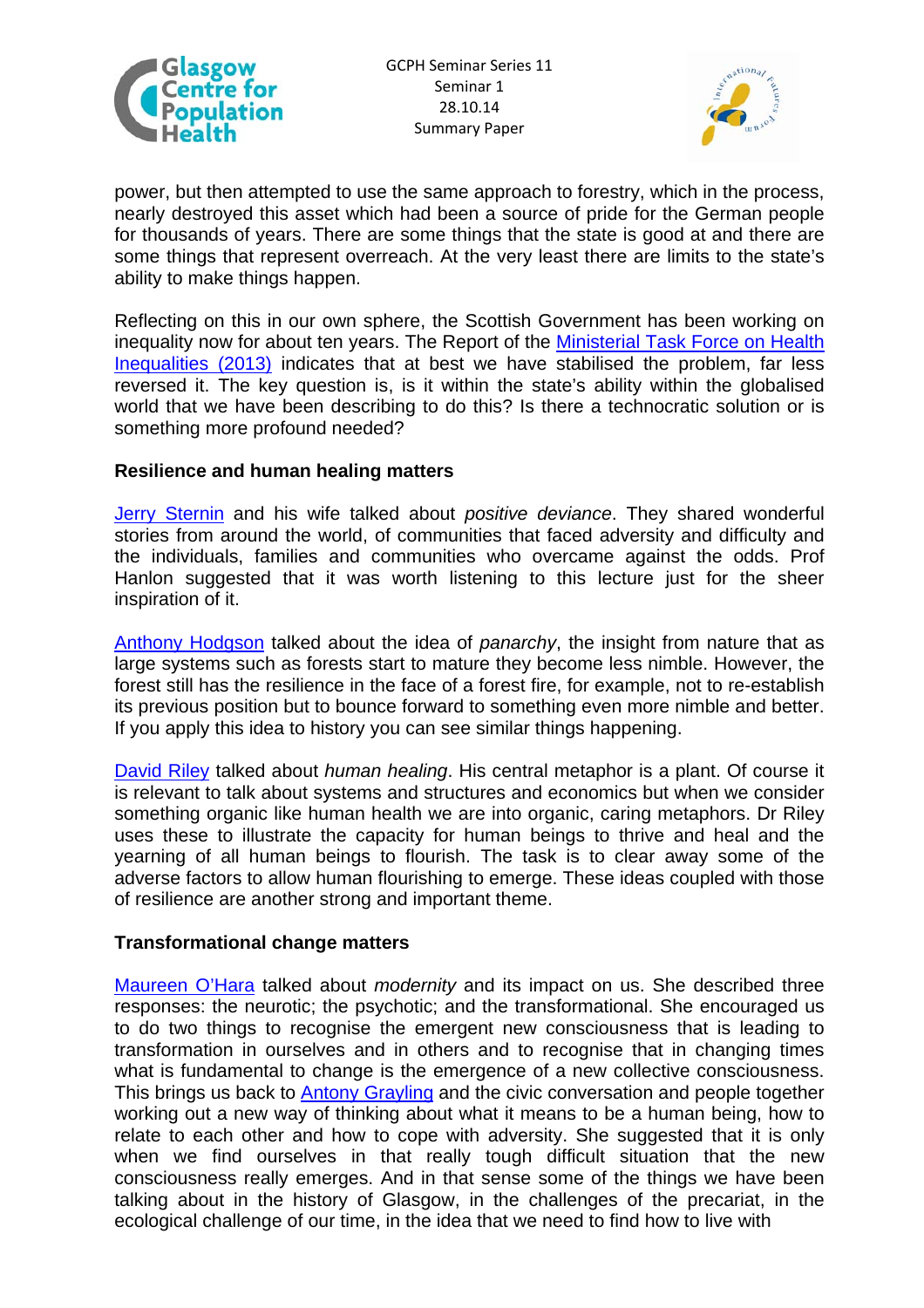power, but then attempted to use the same approach to forestry, which in the process, nearly destroyed this asset which had been a source of pride for the German people for thousands of years. There are some things that the state is good at and there are some things that represent overreach. At the very least there are limits to the state's ability to make things happen.

Reflecting on this in our own sphere, the Scottish Government has been working on inequality now for about ten years. The Report of the Ministerial Task Force on Health Inequalities (2013) indicates that at best we have stabilised the problem, far less reversed it. The key question is, is it within the state's ability within the globalised world that we have been describing to do this? Is there a technocratic solution or is something more profound needed?

**Resilience and human healing matters**

Jerry Sternin and his wife talked about *positive deviance*. They shared wonderful stories from around the world, of communities that faced adversity and difficulty and the individuals, families and communities who overcame against the odds. Prof Hanlon suggested that it was worth listening to this lecture just for the sheer inspiration of it.

Anthony Hodgson talked about the idea of *panarchy*, the insight from nature that as large systems such as forests start to mature they become less nimble. However, the forest still has the resilience in the face of a forest fire, for example, not to re-establish its previous position but to bounce forward to something even more nimble and better. If you apply this idea to history you can see similar things happening.

David Riley talked about *human healing*. His central metaphor is a plant. Of course it is relevant to talk about systems and structures and economics but when we consider something organic like human health we are into organic, caring metaphors. Dr Riley uses these to illustrate the capacity for human beings to thrive and heal and the yearning of all human beings to flourish. The task is to clear away some of the adverse factors to allow human flourishing to emerge. These ideas coupled with those of resilience are another strong and important theme.

**Transformational change matters**

Maureen O'Hara talked about *modernity* and its impact on us. She described three responses: the neurotic; the psychotic; and the transformational. She encouraged us to do two things to recognise the emergent new consciousness that is leading to transformation in ourselves and in others and to recognise that in changing times what is fundamental to change is the emergence of a new collective consciousness. This brings us back to Antony Grayling and the civic conversation and people together working out a new way of thinking about what it means to be a human being, how to relate to each other and how to cope with adversity. She suggested that it is only when we find ourselves in that really tough difficult situation that the new consciousness really emerges. And in that sense some of the things we have been talking about in the history of Glasgow, in the challenges of the precariat, in the ecological challenge of our time, in the idea that we need to find how to live with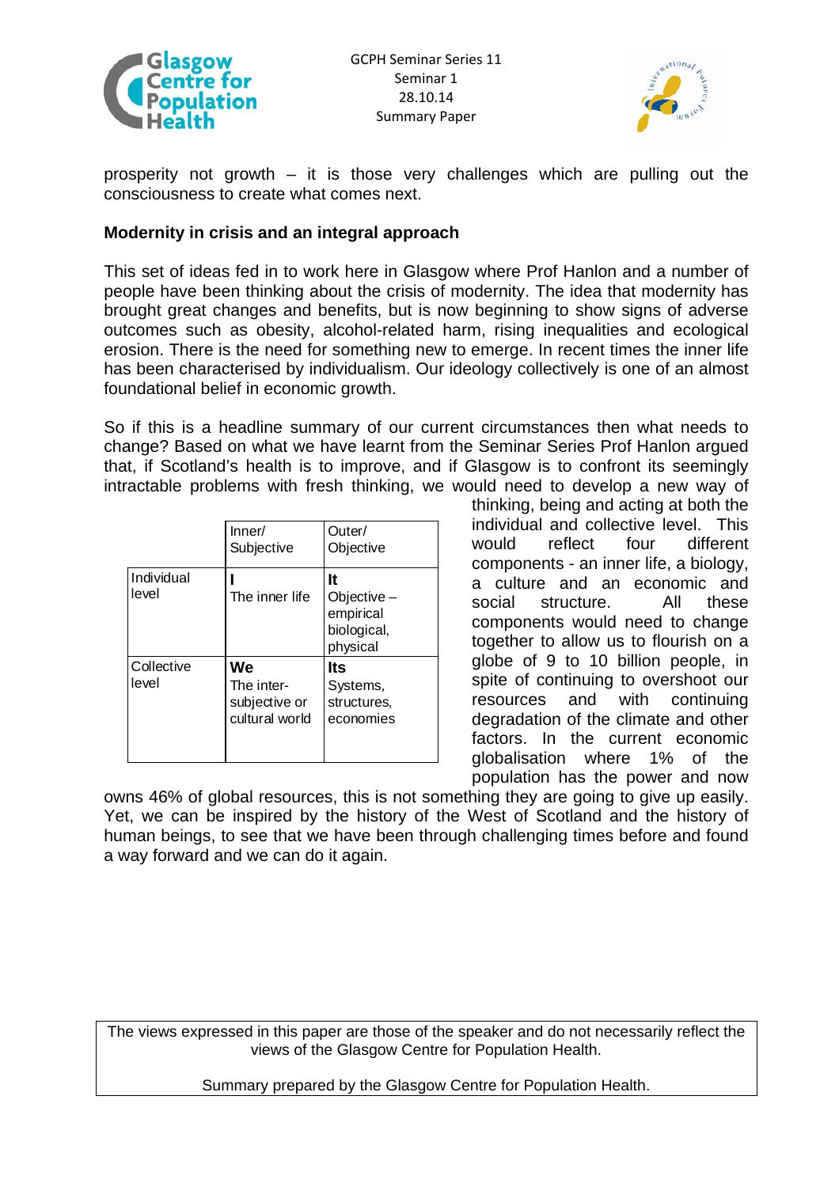prosperity not growth – it is those very challenges which are pulling out the consciousness to create what comes next.

**Modernity in crisis and an integral approach**

This set of ideas fed in to work here in Glasgow where Prof Hanlon and a number of people have been thinking about the crisis of modernity. The idea that modernity has brought great changes and benefits, but is now beginning to show signs of adverse outcomes such as obesity, alcohol-related harm, rising inequalities and ecological erosion. There is the need for something new to emerge. In recent times the inner life has been characterised by individualism. Our ideology collectively is one of an almost foundational belief in economic growth.

So if this is a headline summary of our current circumstances then what needs to change? Based on what we have learnt from the Seminar Series Prof Hanlon argued that, if Scotland's health is to improve, and if Glasgow is to confront its seemingly intractable problems with fresh thinking, we would need to develop a new way of thinking, being and acting at both the individual and collective level. This would reflect four different components - an inner life, a biology, a culture and an economic and social structure. All these components would need to change together to allow us to flourish on a globe of 9 to 10 billion people, in spite of continuing to overshoot our resources and with continuing degradation of the climate and other factors. In the current economic globalisation where 1% of the population has the power and now owns 46% of global resources, this is not something they are going to give up easily. Yet, we can be inspired by the history of the West of Scotland and the history of human beings, to see that we have been through challenging times before and found a way forward and we can do it again.

| | Inner/ Subjective | Outer/ Objective |
|---|---|---|
| Individual level | **I** The inner life | **It** Objective – empirical biological, physical |
| Collective level | **We** The inter-subjective or cultural world | **Its** Systems, structures, economies |

The views expressed in this paper are those of the speaker and do not necessarily reflect the views of the Glasgow Centre for Population Health.

Summary prepared by the Glasgow Centre for Population Health.